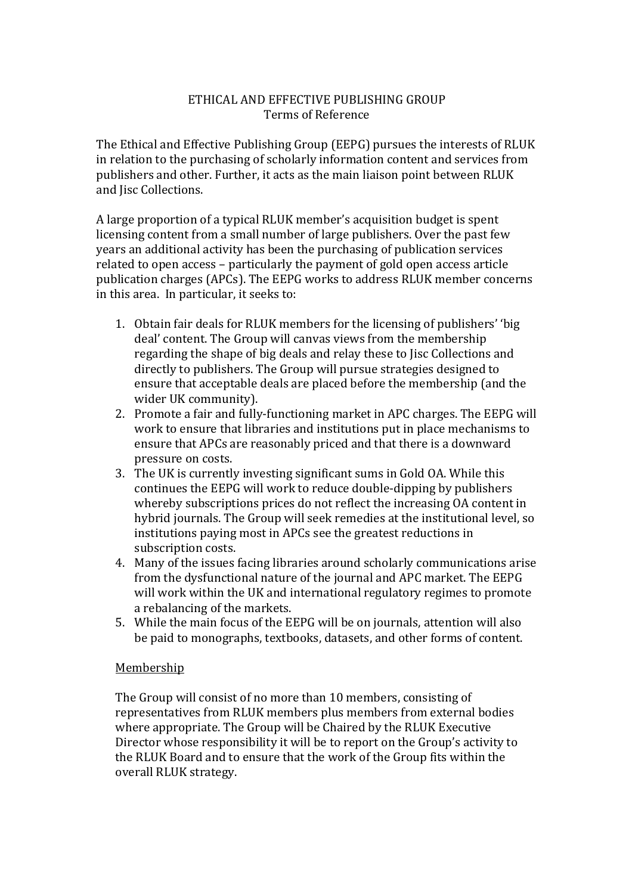# ETHICAL AND EFFECTIVE PUBLISHING GROUP
## Terms of Reference

The Ethical and Effective Publishing Group (EEPG) pursues the interests of RLUK in relation to the purchasing of scholarly information content and services from publishers and other. Further, it acts as the main liaison point between RLUK and Jisc Collections.

A large proportion of a typical RLUK member's acquisition budget is spent licensing content from a small number of large publishers. Over the past few years an additional activity has been the purchasing of publication services related to open access – particularly the payment of gold open access article publication charges (APCs). The EEPG works to address RLUK member concerns in this area. In particular, it seeks to:

1. Obtain fair deals for RLUK members for the licensing of publishers' 'big deal' content. The Group will canvas views from the membership regarding the shape of big deals and relay these to Jisc Collections and directly to publishers. The Group will pursue strategies designed to ensure that acceptable deals are placed before the membership (and the wider UK community).
2. Promote a fair and fully-functioning market in APC charges. The EEPG will work to ensure that libraries and institutions put in place mechanisms to ensure that APCs are reasonably priced and that there is a downward pressure on costs.
3. The UK is currently investing significant sums in Gold OA. While this continues the EEPG will work to reduce double-dipping by publishers whereby subscriptions prices do not reflect the increasing OA content in hybrid journals. The Group will seek remedies at the institutional level, so institutions paying most in APCs see the greatest reductions in subscription costs.
4. Many of the issues facing libraries around scholarly communications arise from the dysfunctional nature of the journal and APC market. The EEPG will work within the UK and international regulatory regimes to promote a rebalancing of the markets.
5. While the main focus of the EEPG will be on journals, attention will also be paid to monographs, textbooks, datasets, and other forms of content.

### Membership

The Group will consist of no more than 10 members, consisting of representatives from RLUK members plus members from external bodies where appropriate. The Group will be Chaired by the RLUK Executive Director whose responsibility it will be to report on the Group's activity to the RLUK Board and to ensure that the work of the Group fits within the overall RLUK strategy.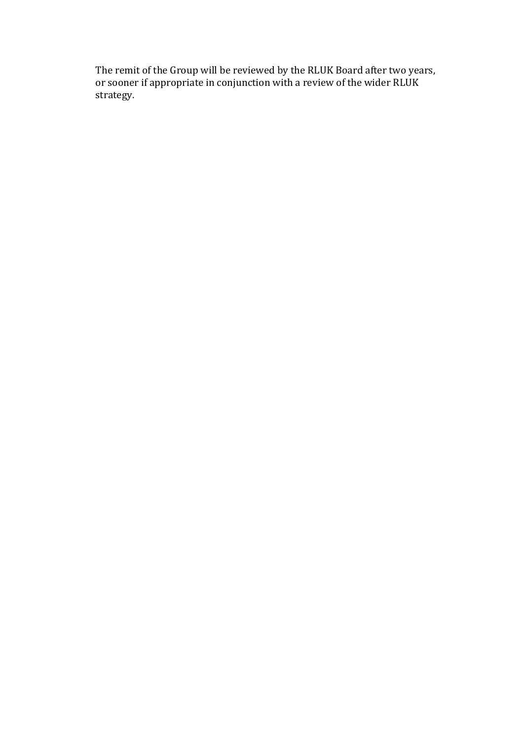The remit of the Group will be reviewed by the RLUK Board after two years, or sooner if appropriate in conjunction with a review of the wider RLUK strategy.